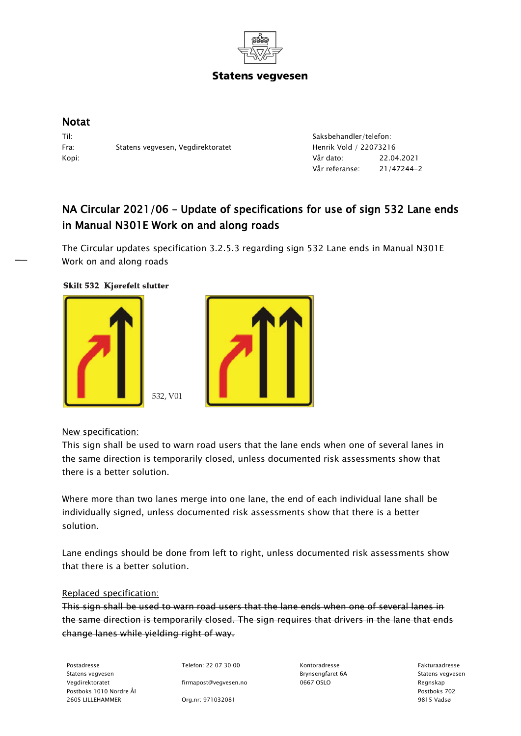Statens vegvesen

# Notat

| | | | |
|---|---|---|---|
| Til: | | Saksbehandler/telefon: | |
| Fra: | Statens vegvesen, Vegdirektoratet | Henrik Vold / 22073216 | |
| Kopi: | | Vår dato: | 22.04.2021 |
| | | Vår referanse: | 21/47244-2 |

## NA Circular 2021/06 - Update of specifications for use of sign 532 Lane ends in Manual N301E Work on and along roads

The Circular updates specification 3.2.5.3 regarding sign 532 Lane ends in Manual N301E Work on and along roads

**Skilt 532 Kjørefelt slutter**

532, V01

New specification:

This sign shall be used to warn road users that the lane ends when one of several lanes in the same direction is temporarily closed, unless documented risk assessments show that there is a better solution.

Where more than two lanes merge into one lane, the end of each individual lane shall be individually signed, unless documented risk assessments show that there is a better solution.

Lane endings should be done from left to right, unless documented risk assessments show that there is a better solution.

Replaced specification:

~~This sign shall be used to warn road users that the lane ends when one of several lanes in the same direction is temporarily closed. The sign requires that drivers in the lane that ends change lanes while yielding right of way.~~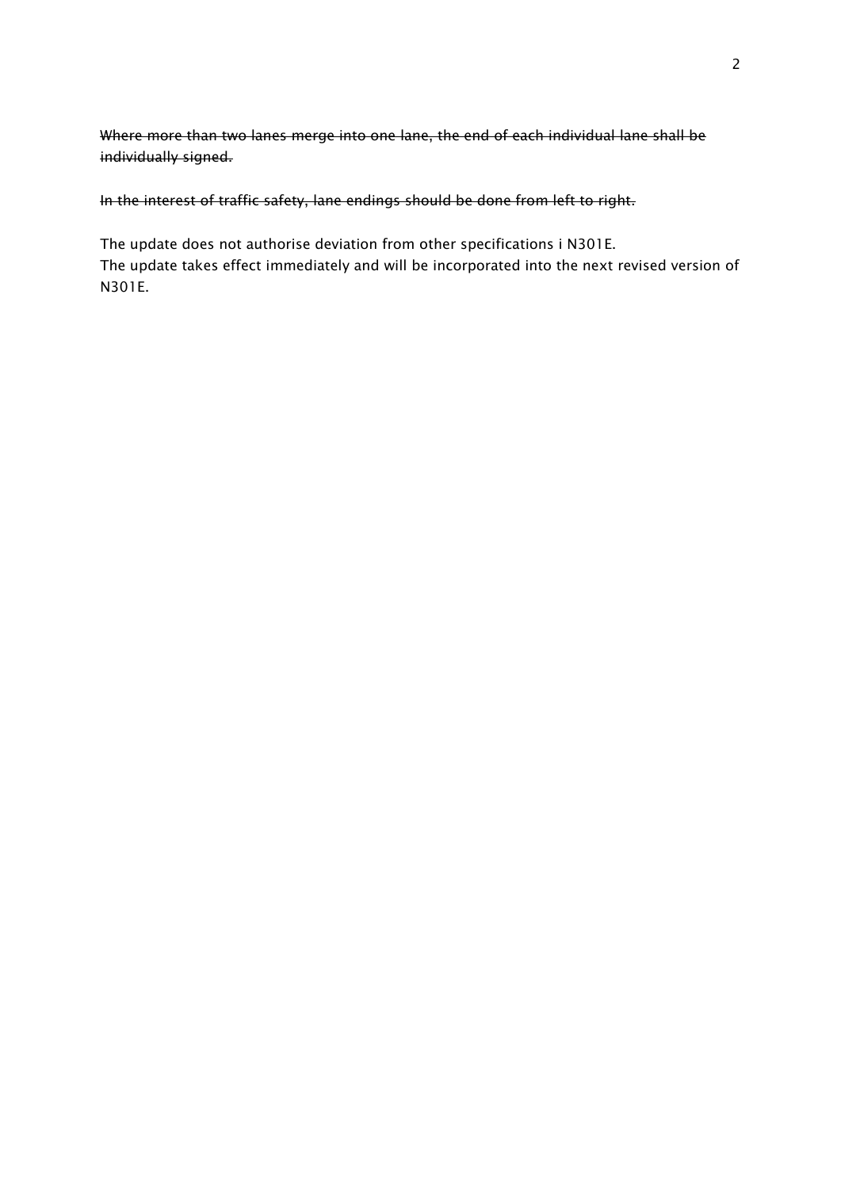~~Where more than two lanes merge into one lane, the end of each individual lane shall be individually signed.~~

~~In the interest of traffic safety, lane endings should be done from left to right.~~

The update does not authorise deviation from other specifications i N301E.
The update takes effect immediately and will be incorporated into the next revised version of N301E.